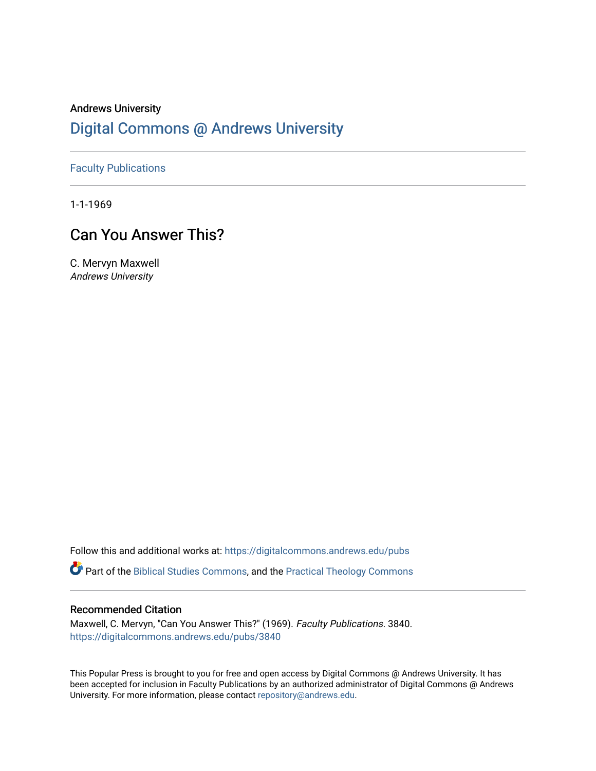Andrews University

# Digital Commons @ Andrews University

Faculty Publications

1-1-1969

## Can You Answer This?

C. Mervyn Maxwell
*Andrews University*

Follow this and additional works at: https://digitalcommons.andrews.edu/pubs

Part of the Biblical Studies Commons, and the Practical Theology Commons

### Recommended Citation

Maxwell, C. Mervyn, "Can You Answer This?" (1969). *Faculty Publications*. 3840.
https://digitalcommons.andrews.edu/pubs/3840

This Popular Press is brought to you for free and open access by Digital Commons @ Andrews University. It has been accepted for inclusion in Faculty Publications by an authorized administrator of Digital Commons @ Andrews University. For more information, please contact repository@andrews.edu.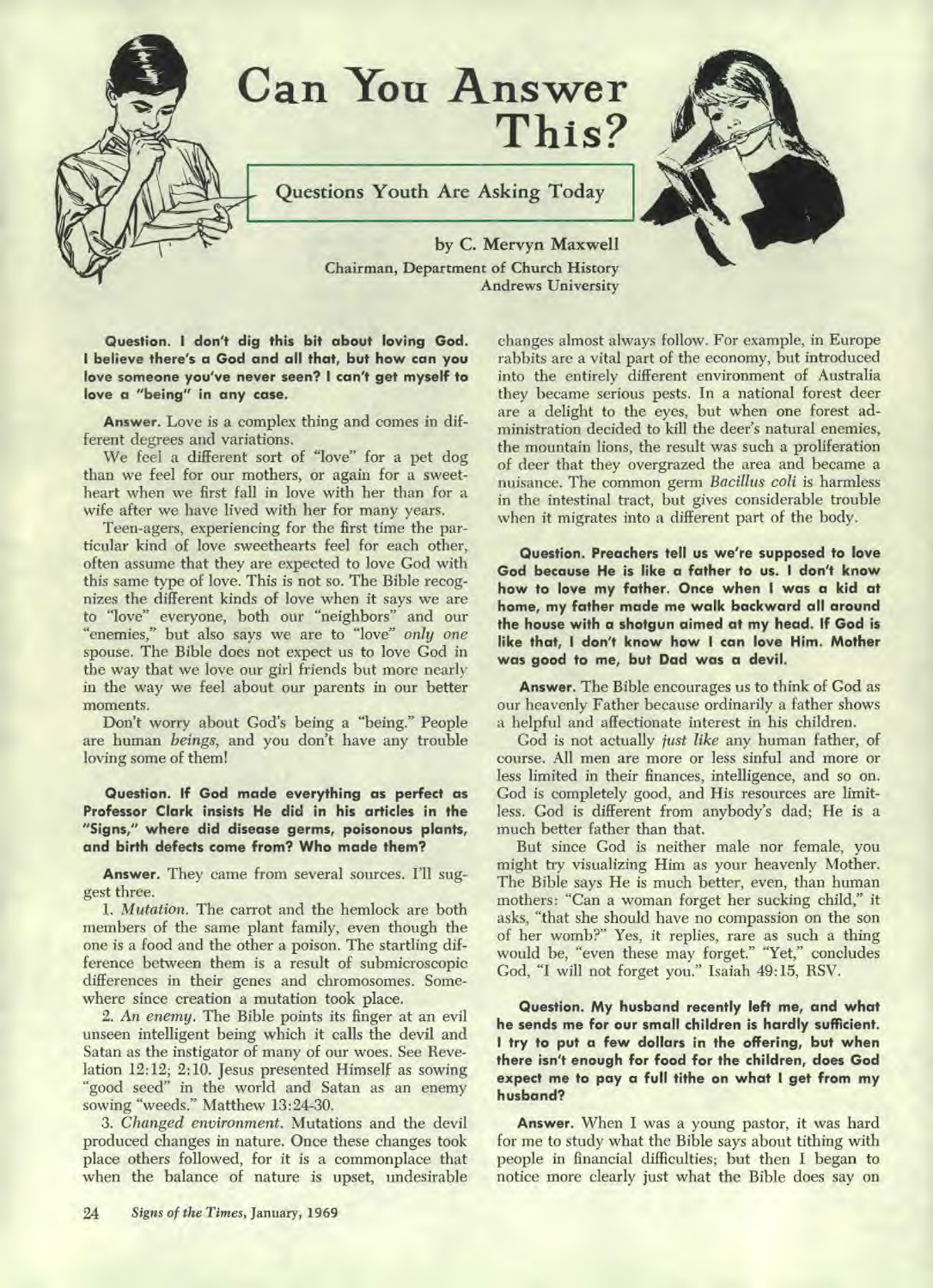# Can You Answer This?

## Questions Youth Are Asking Today

by C. Mervyn Maxwell
Chairman, Department of Church History
Andrews University

**Question. I don't dig this bit about loving God. I believe there's a God and all that, but how can you love someone you've never seen? I can't get myself to love a "being" in any case.**

**Answer.** Love is a complex thing and comes in different degrees and variations.

We feel a different sort of "love" for a pet dog than we feel for our mothers, or again for a sweetheart when we first fall in love with her than for a wife after we have lived with her for many years.

Teen-agers, experiencing for the first time the particular kind of love sweethearts feel for each other, often assume that they are expected to love God with this same type of love. This is not so. The Bible recognizes the different kinds of love when it says we are to "love" everyone, both our "neighbors" and our "enemies," but also says we are to "love" *only one* spouse. The Bible does not expect us to love God in the way that we love our girl friends but more nearly in the way we feel about our parents in our better moments.

Don't worry about God's being a "being." People are human *beings*, and you don't have any trouble loving some of them!

**Question. If God made everything as perfect as Professor Clark insists He did in his articles in the "Signs," where did disease germs, poisonous plants, and birth defects come from? Who made them?**

**Answer.** They came from several sources. I'll suggest three.

1. *Mutation.* The carrot and the hemlock are both members of the same plant family, even though the one is a food and the other a poison. The startling difference between them is a result of submicroscopic differences in their genes and chromosomes. Somewhere since creation a mutation took place.

2. *An enemy.* The Bible points its finger at an evil unseen intelligent being which it calls the devil and Satan as the instigator of many of our woes. See Revelation 12:12; 2:10. Jesus presented Himself as sowing "good seed" in the world and Satan as an enemy sowing "weeds." Matthew 13:24-30.

3. *Changed environment.* Mutations and the devil produced changes in nature. Once these changes took place others followed, for it is a commonplace that when the balance of nature is upset, undesirable changes almost always follow. For example, in Europe rabbits are a vital part of the economy, but introduced into the entirely different environment of Australia they became serious pests. In a national forest deer are a delight to the eyes, but when one forest administration decided to kill the deer's natural enemies, the mountain lions, the result was such a proliferation of deer that they overgrazed the area and became a nuisance. The common germ *Bacillus coli* is harmless in the intestinal tract, but gives considerable trouble when it migrates into a different part of the body.

**Question. Preachers tell us we're supposed to love God because He is like a father to us. I don't know how to love my father. Once when I was a kid at home, my father made me walk backward all around the house with a shotgun aimed at my head. If God is like that, I don't know how I can love Him. Mother was good to me, but Dad was a devil.**

**Answer.** The Bible encourages us to think of God as our heavenly Father because ordinarily a father shows a helpful and affectionate interest in his children.

God is not actually *just like* any human father, of course. All men are more or less sinful and more or less limited in their finances, intelligence, and so on. God is completely good, and His resources are limitless. God is different from anybody's dad; He is a much better father than that.

But since God is neither male nor female, you might try visualizing Him as your heavenly Mother. The Bible says He is much better, even, than human mothers: "Can a woman forget her sucking child," it asks, "that she should have no compassion on the son of her womb?" Yes, it replies, rare as such a thing would be, "even these may forget." "Yet," concludes God, "I will not forget you." Isaiah 49:15, RSV.

**Question. My husband recently left me, and what he sends me for our small children is hardly sufficient. I try to put a few dollars in the offering, but when there isn't enough for food for the children, does God expect me to pay a full tithe on what I get from my husband?**

**Answer.** When I was a young pastor, it was hard for me to study what the Bible says about tithing with people in financial difficulties; but then I began to notice more clearly just what the Bible does say on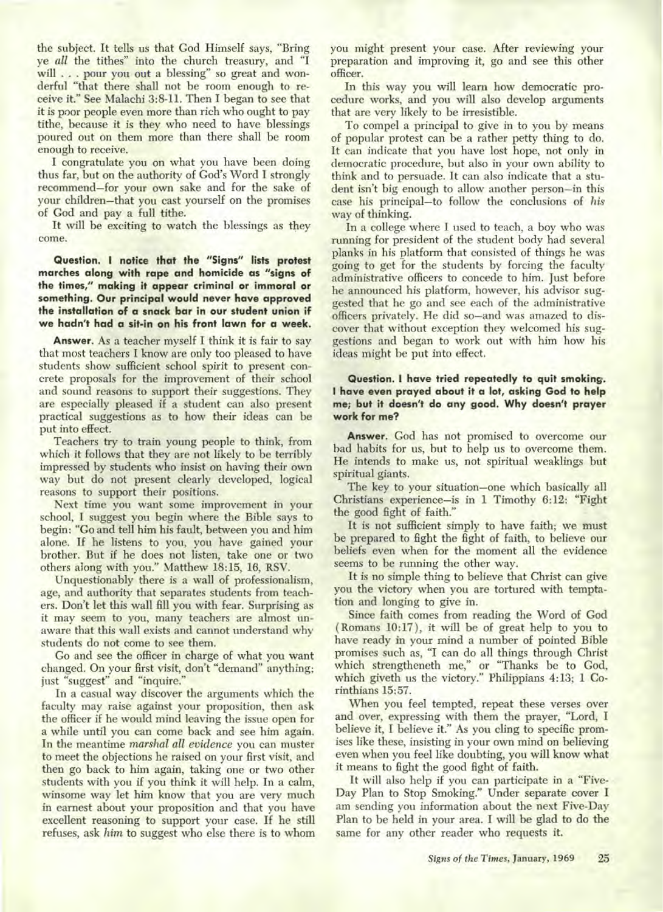the subject. It tells us that God Himself says, "Bring ye *all* the tithes" into the church treasury, and "I will . . . pour you out a blessing" so great and wonderful "that there shall not be room enough to receive it." See Malachi 3:8-11. Then I began to see that it is poor people even more than rich who ought to pay tithe, because it is they who need to have blessings poured out on them more than there shall be room enough to receive.

I congratulate you on what you have been doing thus far, but on the authority of God's Word I strongly recommend—for your own sake and for the sake of your children—that you cast yourself on the promises of God and pay a full tithe.

It will be exciting to watch the blessings as they come.

**Question. I notice that the "Signs" lists protest marches along with rape and homicide as "signs of the times," making it appear criminal or immoral or something. Our principal would never have approved the installation of a snack bar in our student union if we hadn't had a sit-in on his front lawn for a week.**

**Answer.** As a teacher myself I think it is fair to say that most teachers I know are only too pleased to have students show sufficient school spirit to present concrete proposals for the improvement of their school and sound reasons to support their suggestions. They are especially pleased if a student can also present practical suggestions as to how their ideas can be put into effect.

Teachers try to train young people to think, from which it follows that they are not likely to be terribly impressed by students who insist on having their own way but do not present clearly developed, logical reasons to support their positions.

Next time you want some improvement in your school, I suggest you begin where the Bible says to begin: "Go and tell him his fault, between you and him alone. If he listens to you, you have gained your brother. But if he does not listen, take one or two others along with you." Matthew 18:15, 16, RSV.

Unquestionably there is a wall of professionalism, age, and authority that separates students from teachers. Don't let this wall fill you with fear. Surprising as it may seem to you, many teachers are almost unaware that this wall exists and cannot understand why students do not come to see them.

Go and see the officer in charge of what you want changed. On your first visit, don't "demand" anything; just "suggest" and "inquire."

In a casual way discover the arguments which the faculty may raise against your proposition, then ask the officer if he would mind leaving the issue open for a while until you can come back and see him again. In the meantime *marshal all evidence* you can muster to meet the objections he raised on your first visit, and then go back to him again, taking one or two other students with you if you think it will help. In a calm, winsome way let him know that you are very much in earnest about your proposition and that you have excellent reasoning to support your case. If he still refuses, ask *him* to suggest who else there is to whom you might present your case. After reviewing your preparation and improving it, go and see this other officer.

In this way you will learn how democratic procedure works, and you will also develop arguments that are very likely to be irresistible.

To compel a principal to give in to you by means of popular protest can be a rather petty thing to do. It can indicate that you have lost hope, not only in democratic procedure, but also in your own ability to think and to persuade. It can also indicate that a student isn't big enough to allow another person—in this case his principal—to follow the conclusions of *his* way of thinking.

In a college where I used to teach, a boy who was running for president of the student body had several planks in his platform that consisted of things he was going to get for the students by forcing the faculty administrative officers to concede to him. Just before he announced his platform, however, his advisor suggested that he go and see each of the administrative officers privately. He did so—and was amazed to discover that without exception they welcomed his suggestions and began to work out with him how his ideas might be put into effect.

**Question. I have tried repeatedly to quit smoking. I have even prayed about it a lot, asking God to help me; but it doesn't do any good. Why doesn't prayer work for me?**

**Answer.** God has not promised to overcome our bad habits for us, but to help us to overcome them. He intends to make us, not spiritual weaklings but spiritual giants.

The key to your situation—one which basically all Christians experience—is in 1 Timothy 6:12: "Fight the good fight of faith."

It is not sufficient simply to have faith; we must be prepared to fight the fight of faith, to believe our beliefs even when for the moment all the evidence seems to be running the other way.

It is no simple thing to believe that Christ can give you the victory when you are tortured with temptation and longing to give in.

Since faith comes from reading the Word of God (Romans 10:17), it will be of great help to you to have ready in your mind a number of pointed Bible promises such as, "I can do all things through Christ which strengtheneth me," or "Thanks be to God, which giveth us the victory." Philippians 4:13; 1 Corinthians 15:57.

When you feel tempted, repeat these verses over and over, expressing with them the prayer, "Lord, I believe it, I believe it." As you cling to specific promises like these, insisting in your own mind on believing even when you feel like doubting, you will know what it means to fight the good fight of faith.

It will also help if you can participate in a "Five-Day Plan to Stop Smoking." Under separate cover I am sending you information about the next Five-Day Plan to be held in your area. I will be glad to do the same for any other reader who requests it.